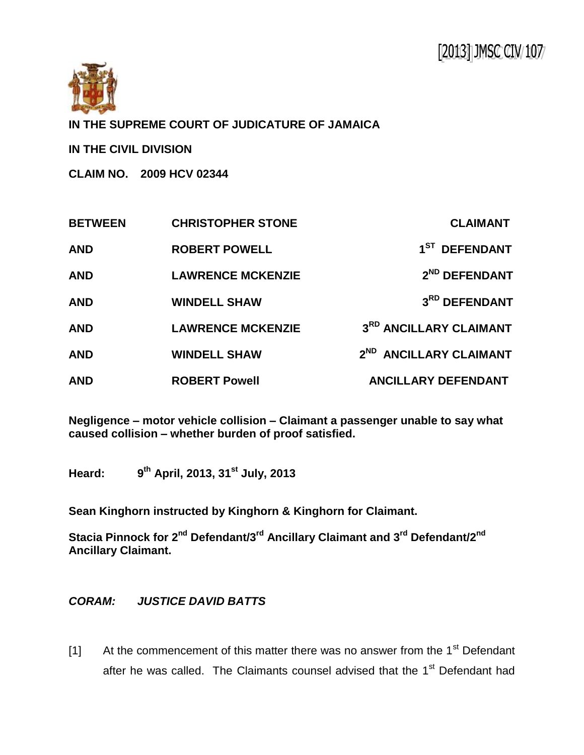[2013] JMSC CIV 107

**IN THE SUPREME COURT OF JUDICATURE OF JAMAICA**

**IN THE CIVIL DIVISION**

**CLAIM NO. 2009 HCV 02344**

| | | |
|---|---|---|
| **BETWEEN** | **CHRISTOPHER STONE** | **CLAIMANT** |
| **AND** | **ROBERT POWELL** | **1ST DEFENDANT** |
| **AND** | **LAWRENCE MCKENZIE** | **2ND DEFENDANT** |
| **AND** | **WINDELL SHAW** | **3RD DEFENDANT** |
| **AND** | **LAWRENCE MCKENZIE** | **3RD ANCILLARY CLAIMANT** |
| **AND** | **WINDELL SHAW** | **2ND ANCILLARY CLAIMANT** |
| **AND** | **ROBERT Powell** | **ANCILLARY DEFENDANT** |

**Negligence – motor vehicle collision – Claimant a passenger unable to say what caused collision – whether burden of proof satisfied.**

**Heard: 9th April, 2013, 31st July, 2013**

**Sean Kinghorn instructed by Kinghorn & Kinghorn for Claimant.**

**Stacia Pinnock for 2nd Defendant/3rd Ancillary Claimant and 3rd Defendant/2nd Ancillary Claimant.**

***CORAM: JUSTICE DAVID BATTS***

[1] At the commencement of this matter there was no answer from the 1st Defendant after he was called. The Claimants counsel advised that the 1st Defendant had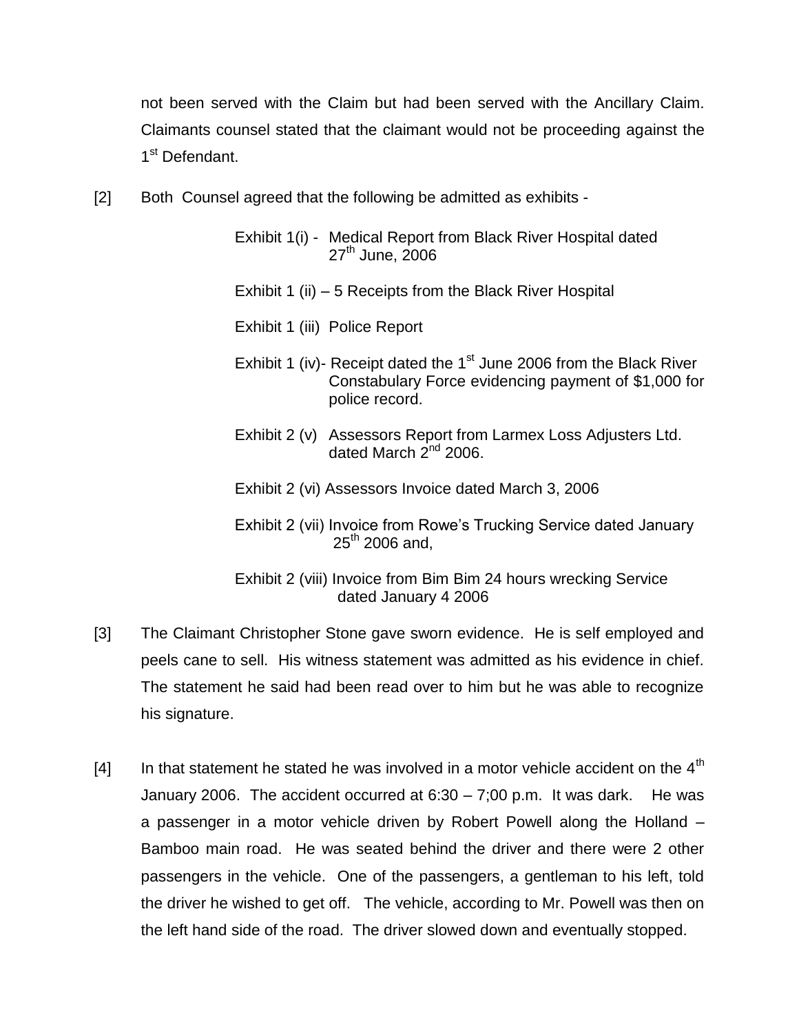not been served with the Claim but had been served with the Ancillary Claim. Claimants counsel stated that the claimant would not be proceeding against the 1st Defendant.

[2] Both Counsel agreed that the following be admitted as exhibits -

Exhibit 1(i) - Medical Report from Black River Hospital dated 27th June, 2006

Exhibit 1 (ii) – 5 Receipts from the Black River Hospital

Exhibit 1 (iii) Police Report

Exhibit 1 (iv)- Receipt dated the 1st June 2006 from the Black River Constabulary Force evidencing payment of $1,000 for police record.

Exhibit 2 (v) Assessors Report from Larmex Loss Adjusters Ltd. dated March 2nd 2006.

Exhibit 2 (vi) Assessors Invoice dated March 3, 2006

Exhibit 2 (vii) Invoice from Rowe's Trucking Service dated January 25th 2006 and,

Exhibit 2 (viii) Invoice from Bim Bim 24 hours wrecking Service dated January 4 2006

[3] The Claimant Christopher Stone gave sworn evidence. He is self employed and peels cane to sell. His witness statement was admitted as his evidence in chief. The statement he said had been read over to him but he was able to recognize his signature.

[4] In that statement he stated he was involved in a motor vehicle accident on the 4th January 2006. The accident occurred at 6:30 – 7;00 p.m. It was dark. He was a passenger in a motor vehicle driven by Robert Powell along the Holland – Bamboo main road. He was seated behind the driver and there were 2 other passengers in the vehicle. One of the passengers, a gentleman to his left, told the driver he wished to get off. The vehicle, according to Mr. Powell was then on the left hand side of the road. The driver slowed down and eventually stopped.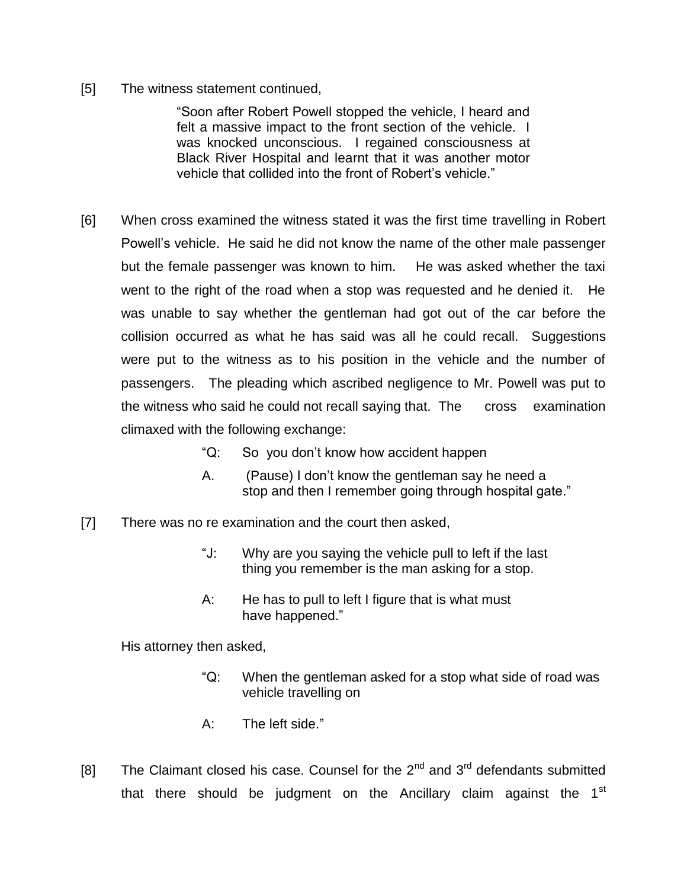[5] The witness statement continued,

> "Soon after Robert Powell stopped the vehicle, I heard and felt a massive impact to the front section of the vehicle. I was knocked unconscious. I regained consciousness at Black River Hospital and learnt that it was another motor vehicle that collided into the front of Robert's vehicle."

[6] When cross examined the witness stated it was the first time travelling in Robert Powell's vehicle. He said he did not know the name of the other male passenger but the female passenger was known to him. He was asked whether the taxi went to the right of the road when a stop was requested and he denied it. He was unable to say whether the gentleman had got out of the car before the collision occurred as what he has said was all he could recall. Suggestions were put to the witness as to his position in the vehicle and the number of passengers. The pleading which ascribed negligence to Mr. Powell was put to the witness who said he could not recall saying that. The cross examination climaxed with the following exchange:

> "Q: So you don't know how accident happen
>
> A. (Pause) I don't know the gentleman say he need a stop and then I remember going through hospital gate."

[7] There was no re examination and the court then asked,

> "J: Why are you saying the vehicle pull to left if the last thing you remember is the man asking for a stop.
>
> A: He has to pull to left I figure that is what must have happened."

His attorney then asked,

> "Q: When the gentleman asked for a stop what side of road was vehicle travelling on
>
> A: The left side."

[8] The Claimant closed his case. Counsel for the 2nd and 3rd defendants submitted that there should be judgment on the Ancillary claim against the 1st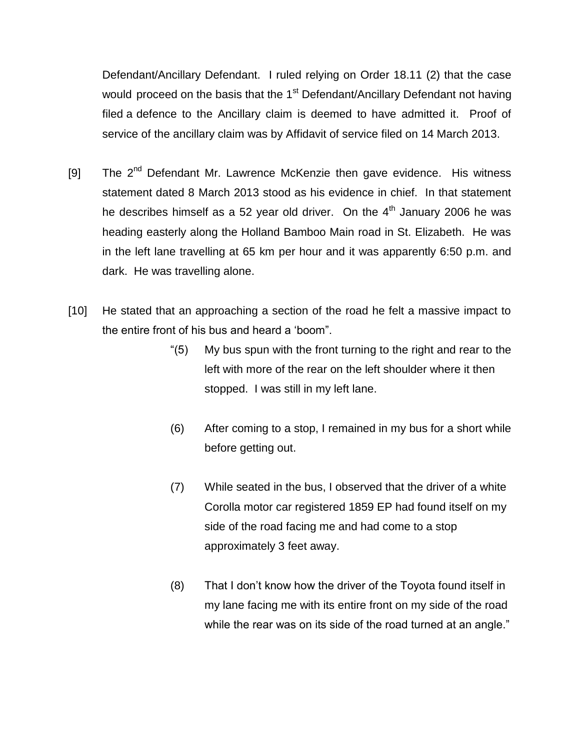Defendant/Ancillary Defendant. I ruled relying on Order 18.11 (2) that the case would proceed on the basis that the 1st Defendant/Ancillary Defendant not having filed a defence to the Ancillary claim is deemed to have admitted it. Proof of service of the ancillary claim was by Affidavit of service filed on 14 March 2013.

[9] The 2nd Defendant Mr. Lawrence McKenzie then gave evidence. His witness statement dated 8 March 2013 stood as his evidence in chief. In that statement he describes himself as a 52 year old driver. On the 4th January 2006 he was heading easterly along the Holland Bamboo Main road in St. Elizabeth. He was in the left lane travelling at 65 km per hour and it was apparently 6:50 p.m. and dark. He was travelling alone.

[10] He stated that an approaching a section of the road he felt a massive impact to the entire front of his bus and heard a 'boom".

> "(5) My bus spun with the front turning to the right and rear to the left with more of the rear on the left shoulder where it then stopped. I was still in my left lane.
>
> (6) After coming to a stop, I remained in my bus for a short while before getting out.
>
> (7) While seated in the bus, I observed that the driver of a white Corolla motor car registered 1859 EP had found itself on my side of the road facing me and had come to a stop approximately 3 feet away.
>
> (8) That I don't know how the driver of the Toyota found itself in my lane facing me with its entire front on my side of the road while the rear was on its side of the road turned at an angle."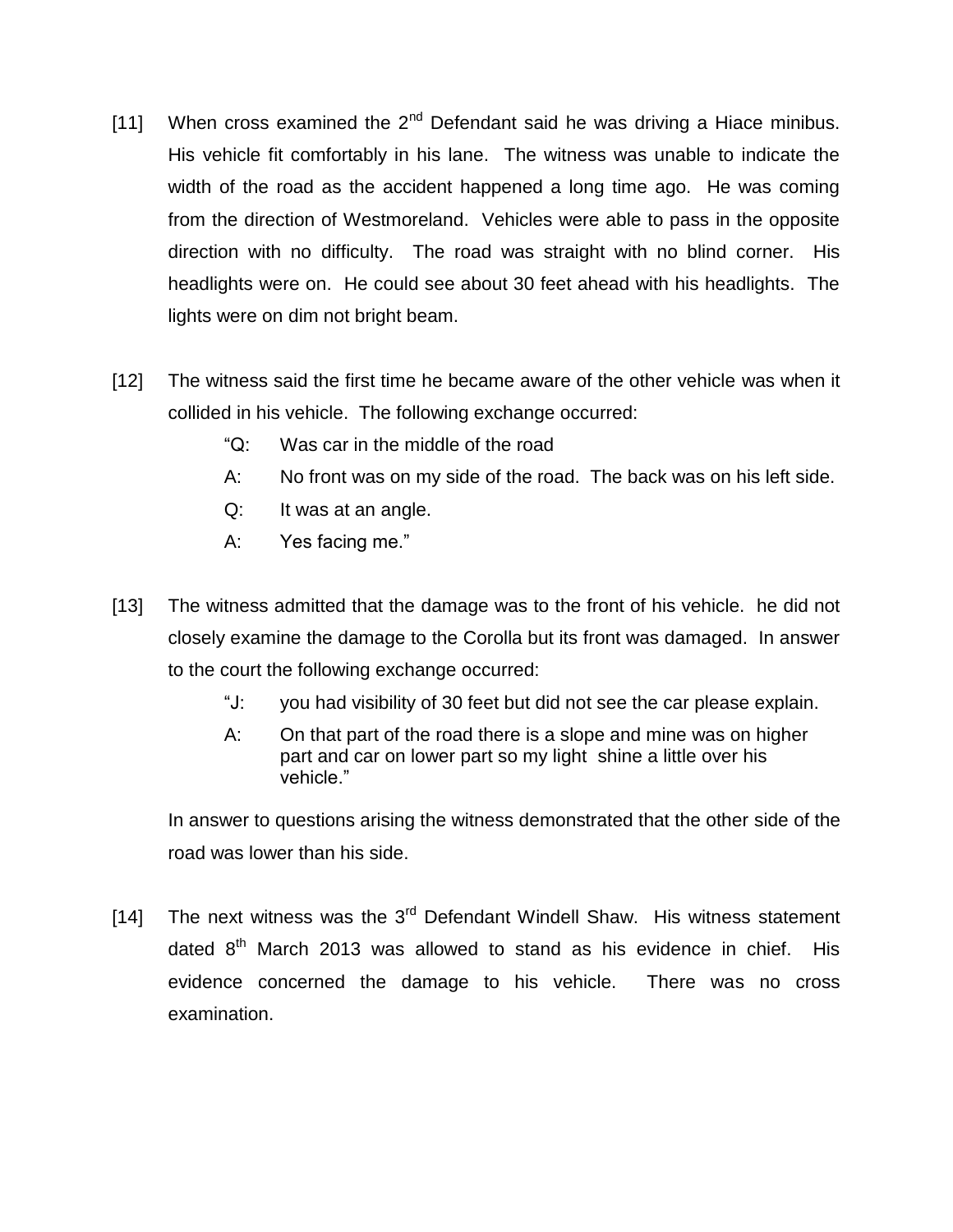[11] When cross examined the 2nd Defendant said he was driving a Hiace minibus. His vehicle fit comfortably in his lane. The witness was unable to indicate the width of the road as the accident happened a long time ago. He was coming from the direction of Westmoreland. Vehicles were able to pass in the opposite direction with no difficulty. The road was straight with no blind corner. His headlights were on. He could see about 30 feet ahead with his headlights. The lights were on dim not bright beam.

[12] The witness said the first time he became aware of the other vehicle was when it collided in his vehicle. The following exchange occurred:

> "Q: Was car in the middle of the road
>
> A: No front was on my side of the road. The back was on his left side.
>
> Q: It was at an angle.
>
> A: Yes facing me."

[13] The witness admitted that the damage was to the front of his vehicle. he did not closely examine the damage to the Corolla but its front was damaged. In answer to the court the following exchange occurred:

> "J: you had visibility of 30 feet but did not see the car please explain.
>
> A: On that part of the road there is a slope and mine was on higher part and car on lower part so my light shine a little over his vehicle."

In answer to questions arising the witness demonstrated that the other side of the road was lower than his side.

[14] The next witness was the 3rd Defendant Windell Shaw. His witness statement dated 8th March 2013 was allowed to stand as his evidence in chief. His evidence concerned the damage to his vehicle. There was no cross examination.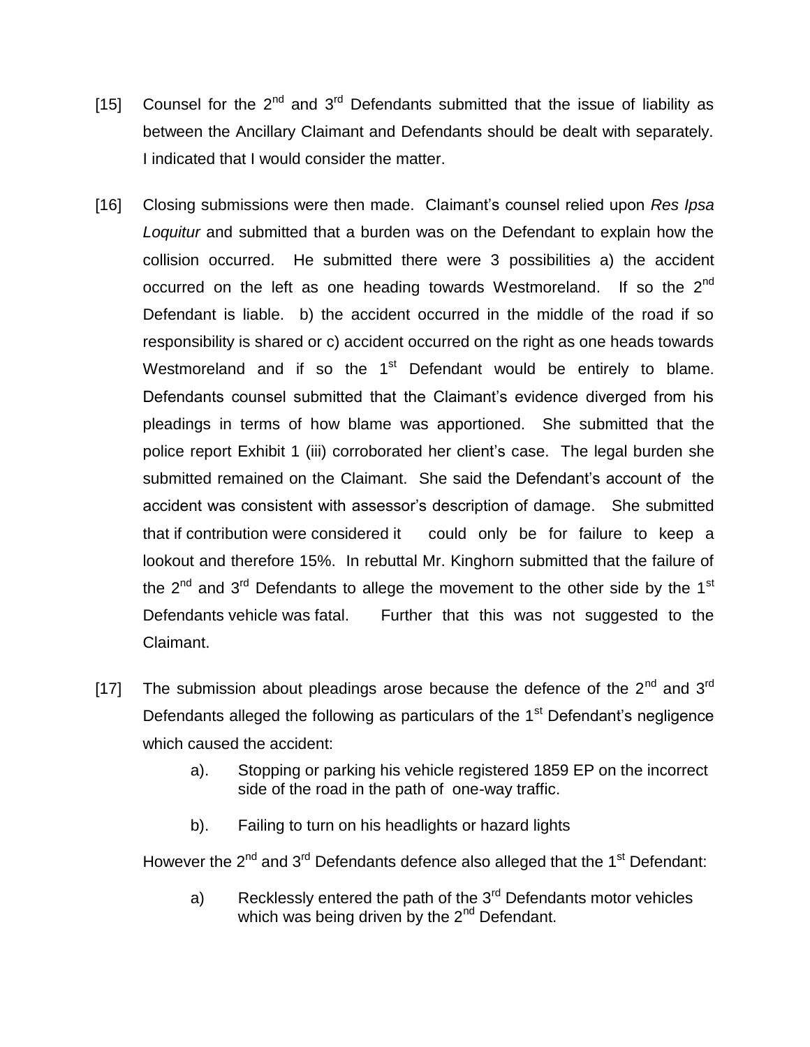[15] Counsel for the 2nd and 3rd Defendants submitted that the issue of liability as between the Ancillary Claimant and Defendants should be dealt with separately. I indicated that I would consider the matter.

[16] Closing submissions were then made. Claimant's counsel relied upon *Res Ipsa Loquitur* and submitted that a burden was on the Defendant to explain how the collision occurred. He submitted there were 3 possibilities a) the accident occurred on the left as one heading towards Westmoreland. If so the 2nd Defendant is liable. b) the accident occurred in the middle of the road if so responsibility is shared or c) accident occurred on the right as one heads towards Westmoreland and if so the 1st Defendant would be entirely to blame. Defendants counsel submitted that the Claimant's evidence diverged from his pleadings in terms of how blame was apportioned. She submitted that the police report Exhibit 1 (iii) corroborated her client's case. The legal burden she submitted remained on the Claimant. She said the Defendant's account of the accident was consistent with assessor's description of damage. She submitted that if contribution were considered it could only be for failure to keep a lookout and therefore 15%. In rebuttal Mr. Kinghorn submitted that the failure of the 2nd and 3rd Defendants to allege the movement to the other side by the 1st Defendants vehicle was fatal. Further that this was not suggested to the Claimant.

[17] The submission about pleadings arose because the defence of the 2nd and 3rd Defendants alleged the following as particulars of the 1st Defendant's negligence which caused the accident:

a). Stopping or parking his vehicle registered 1859 EP on the incorrect side of the road in the path of one-way traffic.

b). Failing to turn on his headlights or hazard lights

However the 2nd and 3rd Defendants defence also alleged that the 1st Defendant:

a) Recklessly entered the path of the 3rd Defendants motor vehicles which was being driven by the 2nd Defendant.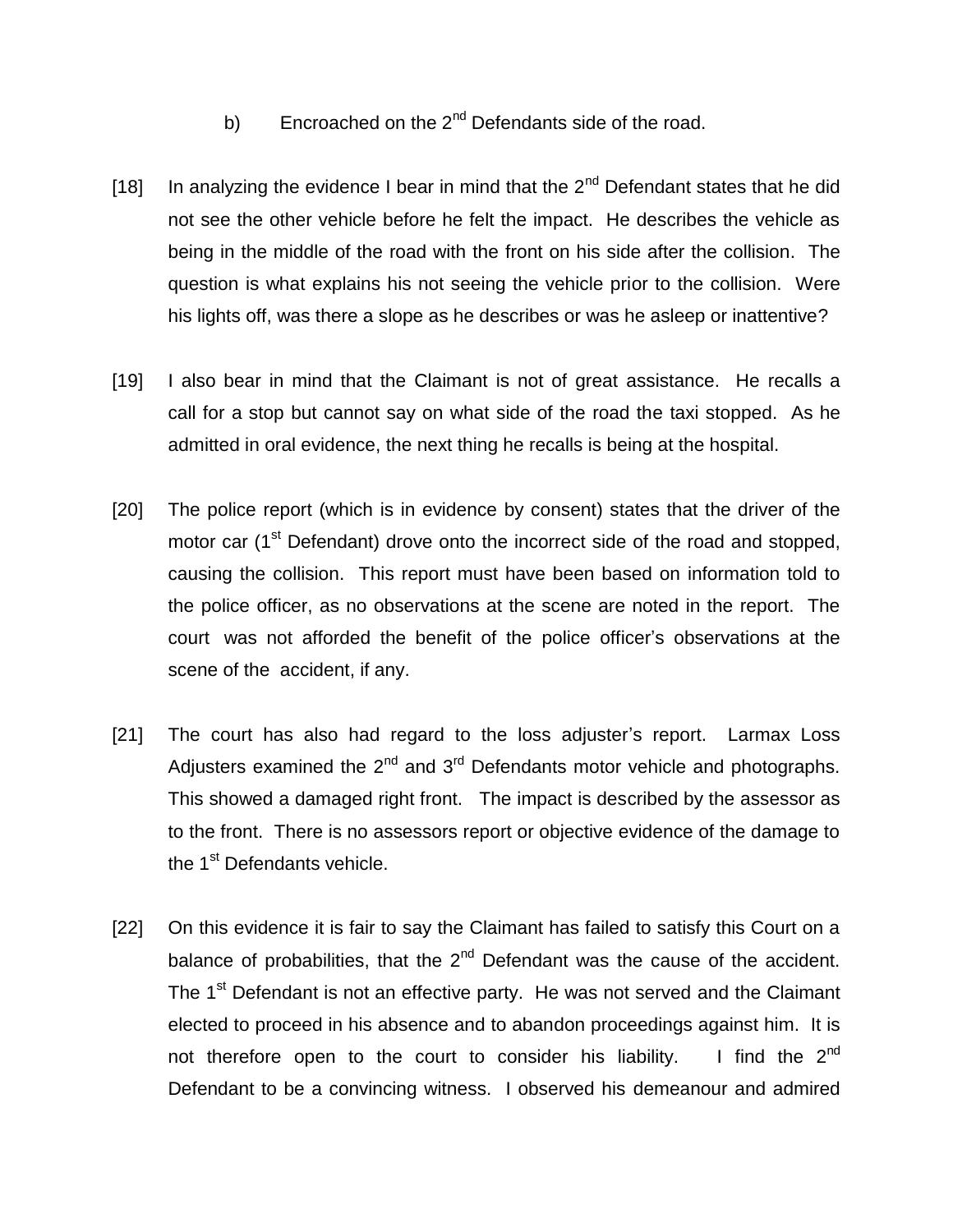b) Encroached on the 2nd Defendants side of the road.

[18] In analyzing the evidence I bear in mind that the 2nd Defendant states that he did not see the other vehicle before he felt the impact. He describes the vehicle as being in the middle of the road with the front on his side after the collision. The question is what explains his not seeing the vehicle prior to the collision. Were his lights off, was there a slope as he describes or was he asleep or inattentive?

[19] I also bear in mind that the Claimant is not of great assistance. He recalls a call for a stop but cannot say on what side of the road the taxi stopped. As he admitted in oral evidence, the next thing he recalls is being at the hospital.

[20] The police report (which is in evidence by consent) states that the driver of the motor car (1st Defendant) drove onto the incorrect side of the road and stopped, causing the collision. This report must have been based on information told to the police officer, as no observations at the scene are noted in the report. The court was not afforded the benefit of the police officer's observations at the scene of the accident, if any.

[21] The court has also had regard to the loss adjuster's report. Larmax Loss Adjusters examined the 2nd and 3rd Defendants motor vehicle and photographs. This showed a damaged right front. The impact is described by the assessor as to the front. There is no assessors report or objective evidence of the damage to the 1st Defendants vehicle.

[22] On this evidence it is fair to say the Claimant has failed to satisfy this Court on a balance of probabilities, that the 2nd Defendant was the cause of the accident. The 1st Defendant is not an effective party. He was not served and the Claimant elected to proceed in his absence and to abandon proceedings against him. It is not therefore open to the court to consider his liability. I find the 2nd Defendant to be a convincing witness. I observed his demeanour and admired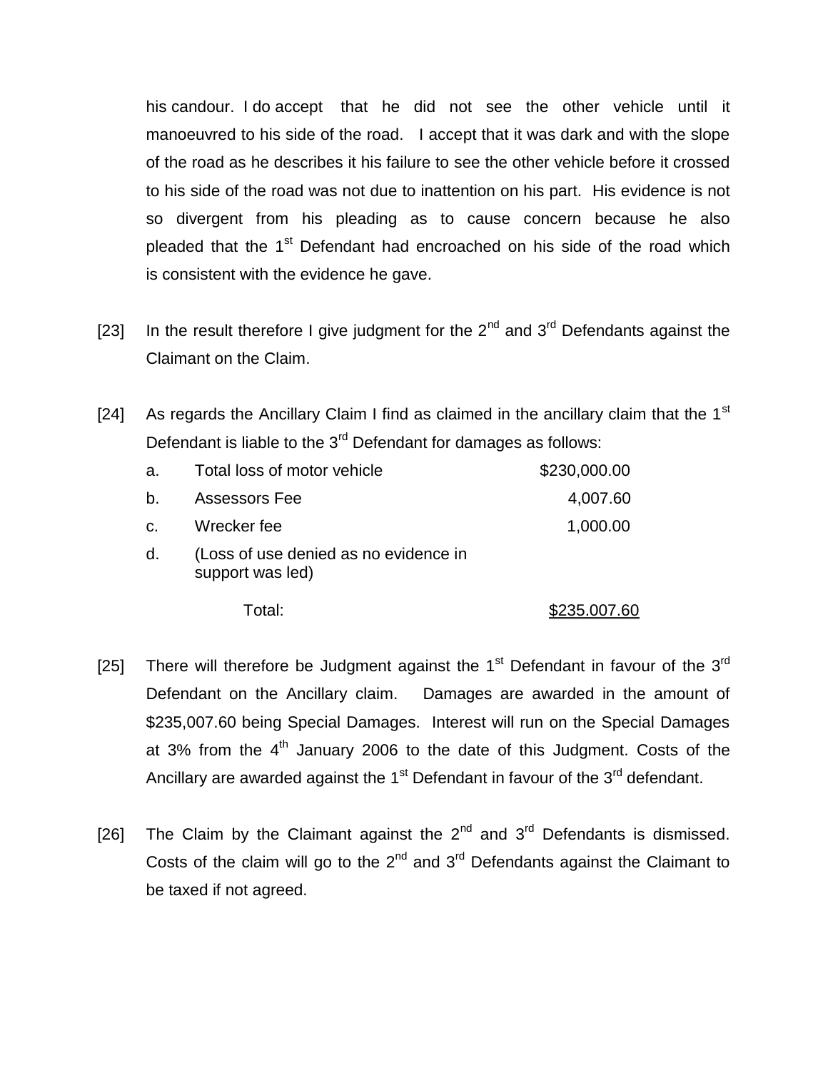his candour. I do accept that he did not see the other vehicle until it manoeuvred to his side of the road. I accept that it was dark and with the slope of the road as he describes it his failure to see the other vehicle before it crossed to his side of the road was not due to inattention on his part. His evidence is not so divergent from his pleading as to cause concern because he also pleaded that the 1st Defendant had encroached on his side of the road which is consistent with the evidence he gave.

[23] In the result therefore I give judgment for the 2nd and 3rd Defendants against the Claimant on the Claim.

[24] As regards the Ancillary Claim I find as claimed in the ancillary claim that the 1st Defendant is liable to the 3rd Defendant for damages as follows:

| | | |
|---|---|---|
| a. | Total loss of motor vehicle | $230,000.00 |
| b. | Assessors Fee | 4,007.60 |
| c. | Wrecker fee | 1,000.00 |
| d. | (Loss of use denied as no evidence in support was led) | |
| | Total: | $235.007.60 |

[25] There will therefore be Judgment against the 1st Defendant in favour of the 3rd Defendant on the Ancillary claim. Damages are awarded in the amount of $235,007.60 being Special Damages. Interest will run on the Special Damages at 3% from the 4th January 2006 to the date of this Judgment. Costs of the Ancillary are awarded against the 1st Defendant in favour of the 3rd defendant.

[26] The Claim by the Claimant against the 2nd and 3rd Defendants is dismissed. Costs of the claim will go to the 2nd and 3rd Defendants against the Claimant to be taxed if not agreed.